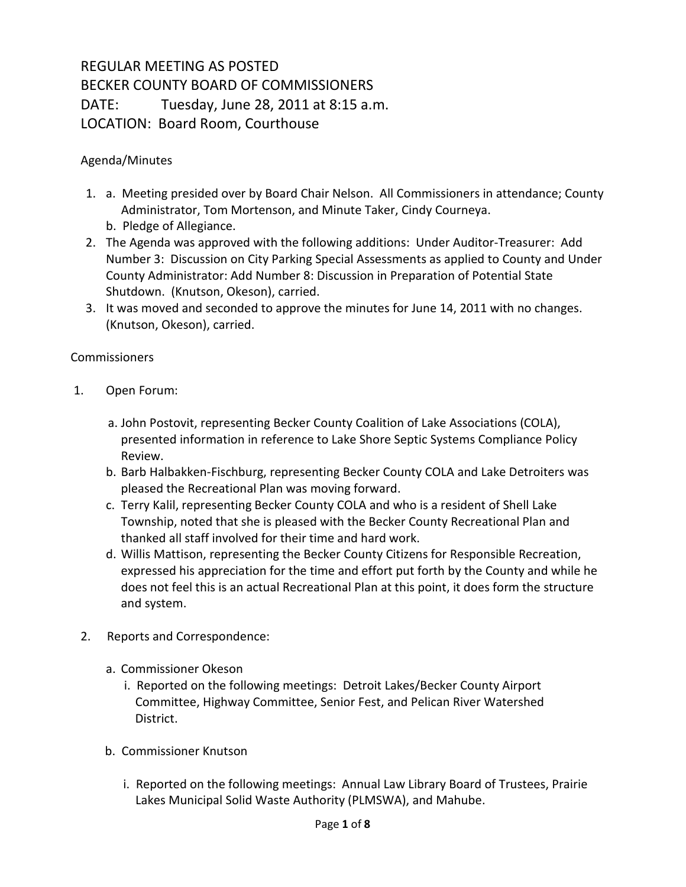REGULAR MEETING AS POSTED
BECKER COUNTY BOARD OF COMMISSIONERS
DATE: Tuesday, June 28, 2011 at 8:15 a.m.
LOCATION: Board Room, Courthouse

Agenda/Minutes

1. a. Meeting presided over by Board Chair Nelson. All Commissioners in attendance; County Administrator, Tom Mortenson, and Minute Taker, Cindy Courneya.
   b. Pledge of Allegiance.
2. The Agenda was approved with the following additions: Under Auditor-Treasurer: Add Number 3: Discussion on City Parking Special Assessments as applied to County and Under County Administrator: Add Number 8: Discussion in Preparation of Potential State Shutdown. (Knutson, Okeson), carried.
3. It was moved and seconded to approve the minutes for June 14, 2011 with no changes. (Knutson, Okeson), carried.

Commissioners

1. Open Forum:

   a. John Postovit, representing Becker County Coalition of Lake Associations (COLA), presented information in reference to Lake Shore Septic Systems Compliance Policy Review.
   b. Barb Halbakken-Fischburg, representing Becker County COLA and Lake Detroiters was pleased the Recreational Plan was moving forward.
   c. Terry Kalil, representing Becker County COLA and who is a resident of Shell Lake Township, noted that she is pleased with the Becker County Recreational Plan and thanked all staff involved for their time and hard work.
   d. Willis Mattison, representing the Becker County Citizens for Responsible Recreation, expressed his appreciation for the time and effort put forth by the County and while he does not feel this is an actual Recreational Plan at this point, it does form the structure and system.

2. Reports and Correspondence:

   a. Commissioner Okeson
      i. Reported on the following meetings: Detroit Lakes/Becker County Airport Committee, Highway Committee, Senior Fest, and Pelican River Watershed District.

   b. Commissioner Knutson

      i. Reported on the following meetings: Annual Law Library Board of Trustees, Prairie Lakes Municipal Solid Waste Authority (PLMSWA), and Mahube.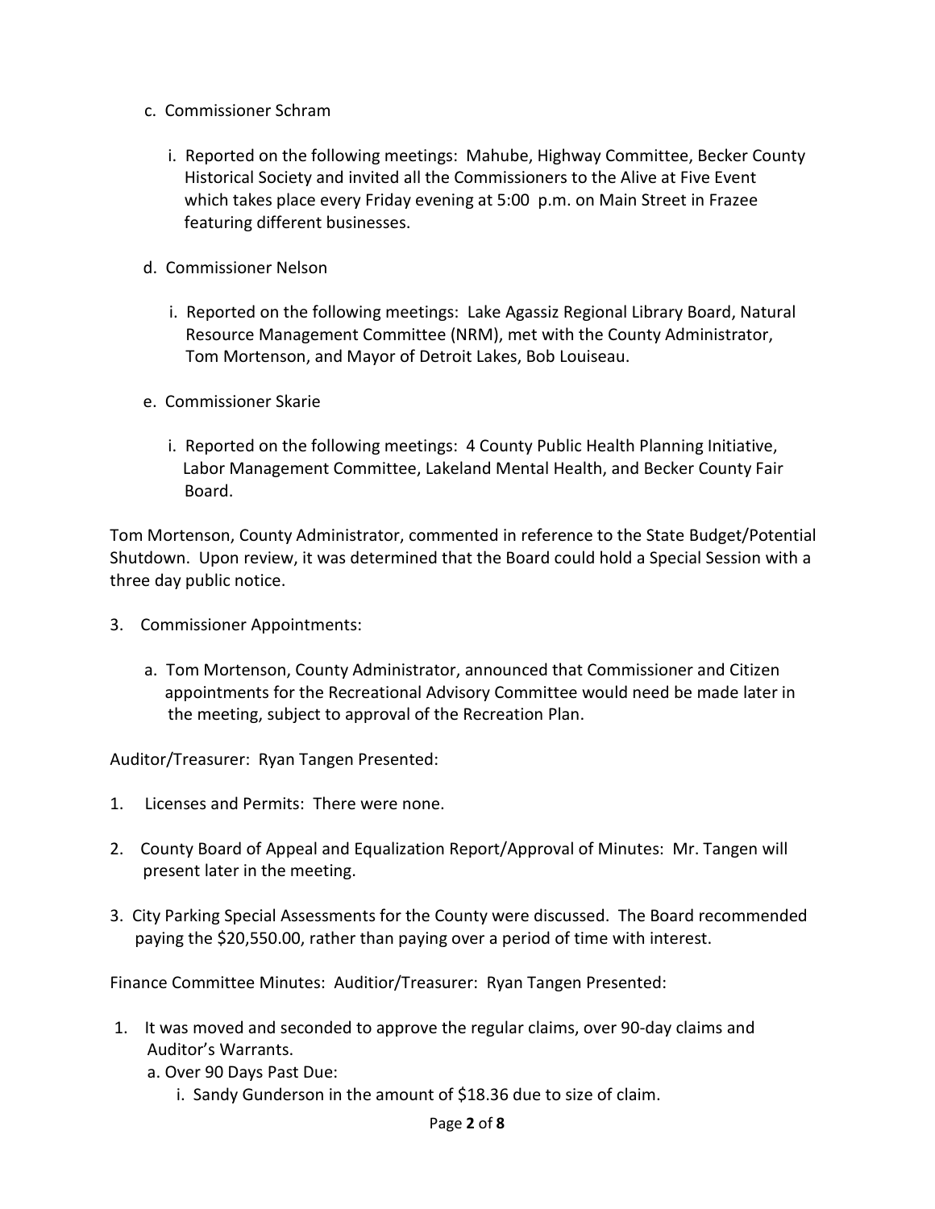c. Commissioner Schram

   i. Reported on the following meetings: Mahube, Highway Committee, Becker County Historical Society and invited all the Commissioners to the Alive at Five Event which takes place every Friday evening at 5:00 p.m. on Main Street in Frazee featuring different businesses.

d. Commissioner Nelson

   i. Reported on the following meetings: Lake Agassiz Regional Library Board, Natural Resource Management Committee (NRM), met with the County Administrator, Tom Mortenson, and Mayor of Detroit Lakes, Bob Louiseau.

e. Commissioner Skarie

   i. Reported on the following meetings: 4 County Public Health Planning Initiative, Labor Management Committee, Lakeland Mental Health, and Becker County Fair Board.

Tom Mortenson, County Administrator, commented in reference to the State Budget/Potential Shutdown. Upon review, it was determined that the Board could hold a Special Session with a three day public notice.

3. Commissioner Appointments:

   a. Tom Mortenson, County Administrator, announced that Commissioner and Citizen appointments for the Recreational Advisory Committee would need be made later in the meeting, subject to approval of the Recreation Plan.

Auditor/Treasurer: Ryan Tangen Presented:

1. Licenses and Permits: There were none.

2. County Board of Appeal and Equalization Report/Approval of Minutes: Mr. Tangen will present later in the meeting.

3. City Parking Special Assessments for the County were discussed. The Board recommended paying the $20,550.00, rather than paying over a period of time with interest.

Finance Committee Minutes: Auditior/Treasurer: Ryan Tangen Presented:

1. It was moved and seconded to approve the regular claims, over 90-day claims and Auditor's Warrants.
   a. Over 90 Days Past Due:
      i. Sandy Gunderson in the amount of $18.36 due to size of claim.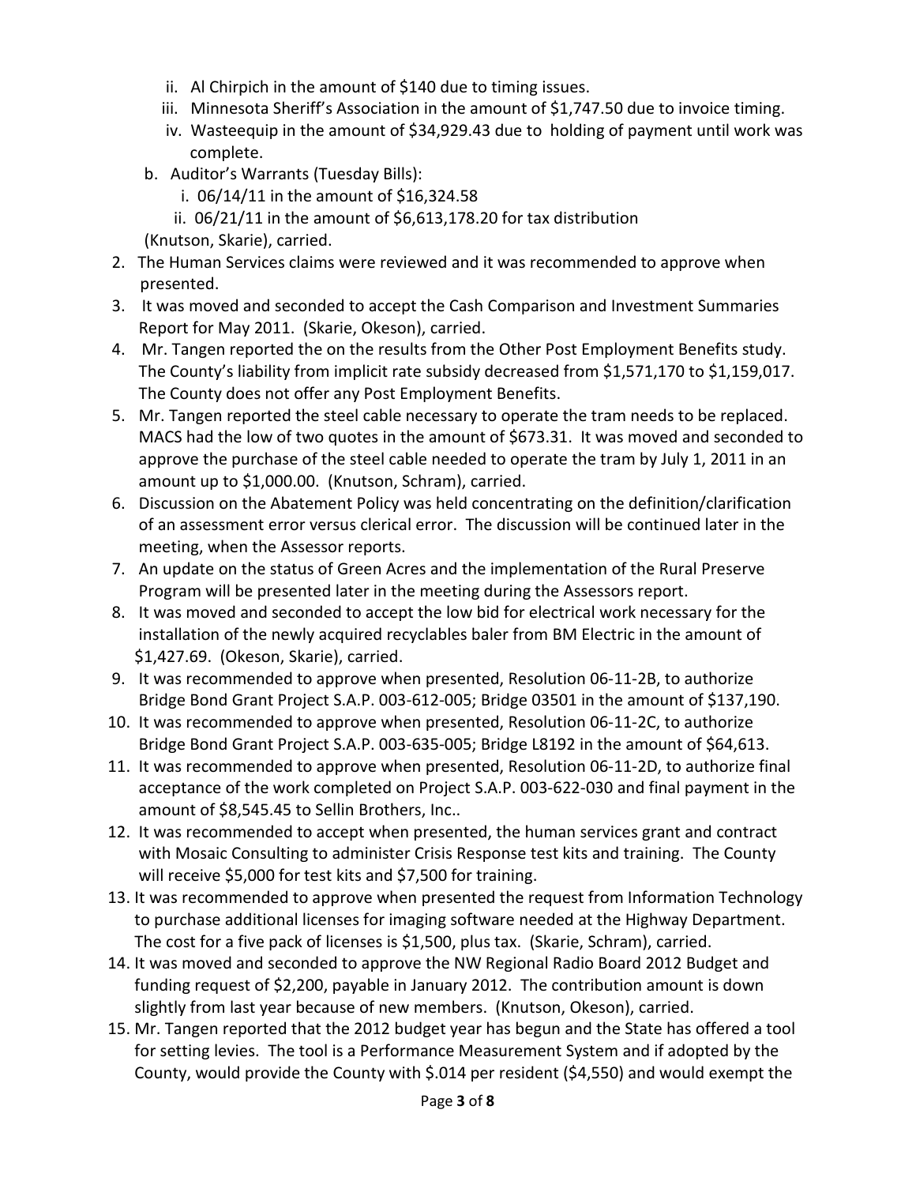ii. Al Chirpich in the amount of $140 due to timing issues.
   iii. Minnesota Sheriff's Association in the amount of $1,747.50 due to invoice timing.
   iv. Wasteequip in the amount of $34,929.43 due to holding of payment until work was complete.

b. Auditor's Warrants (Tuesday Bills):
   i. 06/14/11 in the amount of $16,324.58
   ii. 06/21/11 in the amount of $6,613,178.20 for tax distribution

(Knutson, Skarie), carried.

2. The Human Services claims were reviewed and it was recommended to approve when presented.
3. It was moved and seconded to accept the Cash Comparison and Investment Summaries Report for May 2011. (Skarie, Okeson), carried.
4. Mr. Tangen reported the on the results from the Other Post Employment Benefits study. The County's liability from implicit rate subsidy decreased from $1,571,170 to $1,159,017. The County does not offer any Post Employment Benefits.
5. Mr. Tangen reported the steel cable necessary to operate the tram needs to be replaced. MACS had the low of two quotes in the amount of $673.31. It was moved and seconded to approve the purchase of the steel cable needed to operate the tram by July 1, 2011 in an amount up to $1,000.00. (Knutson, Schram), carried.
6. Discussion on the Abatement Policy was held concentrating on the definition/clarification of an assessment error versus clerical error. The discussion will be continued later in the meeting, when the Assessor reports.
7. An update on the status of Green Acres and the implementation of the Rural Preserve Program will be presented later in the meeting during the Assessors report.
8. It was moved and seconded to accept the low bid for electrical work necessary for the installation of the newly acquired recyclables baler from BM Electric in the amount of $1,427.69. (Okeson, Skarie), carried.
9. It was recommended to approve when presented, Resolution 06-11-2B, to authorize Bridge Bond Grant Project S.A.P. 003-612-005; Bridge 03501 in the amount of $137,190.
10. It was recommended to approve when presented, Resolution 06-11-2C, to authorize Bridge Bond Grant Project S.A.P. 003-635-005; Bridge L8192 in the amount of $64,613.
11. It was recommended to approve when presented, Resolution 06-11-2D, to authorize final acceptance of the work completed on Project S.A.P. 003-622-030 and final payment in the amount of $8,545.45 to Sellin Brothers, Inc..
12. It was recommended to accept when presented, the human services grant and contract with Mosaic Consulting to administer Crisis Response test kits and training. The County will receive $5,000 for test kits and $7,500 for training.
13. It was recommended to approve when presented the request from Information Technology to purchase additional licenses for imaging software needed at the Highway Department. The cost for a five pack of licenses is $1,500, plus tax. (Skarie, Schram), carried.
14. It was moved and seconded to approve the NW Regional Radio Board 2012 Budget and funding request of $2,200, payable in January 2012. The contribution amount is down slightly from last year because of new members. (Knutson, Okeson), carried.
15. Mr. Tangen reported that the 2012 budget year has begun and the State has offered a tool for setting levies. The tool is a Performance Measurement System and if adopted by the County, would provide the County with $.014 per resident ($4,550) and would exempt the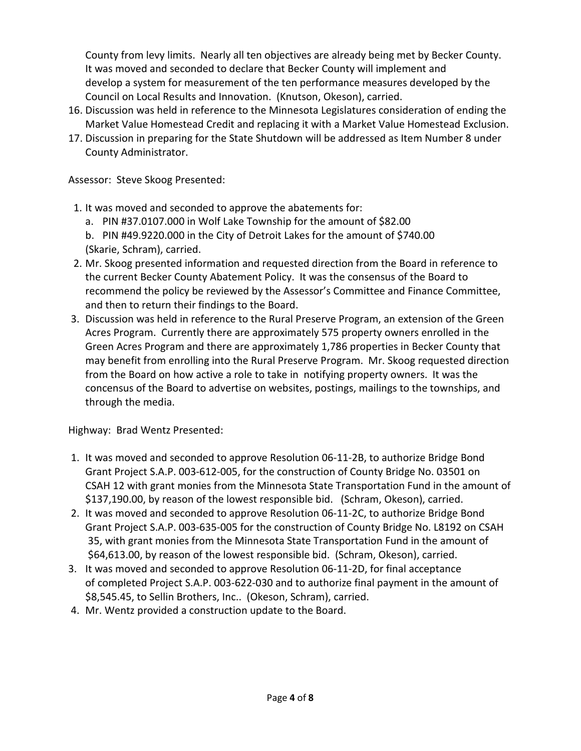County from levy limits. Nearly all ten objectives are already being met by Becker County. It was moved and seconded to declare that Becker County will implement and develop a system for measurement of the ten performance measures developed by the Council on Local Results and Innovation. (Knutson, Okeson), carried.

16. Discussion was held in reference to the Minnesota Legislatures consideration of ending the Market Value Homestead Credit and replacing it with a Market Value Homestead Exclusion.
17. Discussion in preparing for the State Shutdown will be addressed as Item Number 8 under County Administrator.

Assessor: Steve Skoog Presented:

1. It was moved and seconded to approve the abatements for:
   a. PIN #37.0107.000 in Wolf Lake Township for the amount of $82.00
   b. PIN #49.9220.000 in the City of Detroit Lakes for the amount of $740.00
   (Skarie, Schram), carried.
2. Mr. Skoog presented information and requested direction from the Board in reference to the current Becker County Abatement Policy. It was the consensus of the Board to recommend the policy be reviewed by the Assessor's Committee and Finance Committee, and then to return their findings to the Board.
3. Discussion was held in reference to the Rural Preserve Program, an extension of the Green Acres Program. Currently there are approximately 575 property owners enrolled in the Green Acres Program and there are approximately 1,786 properties in Becker County that may benefit from enrolling into the Rural Preserve Program. Mr. Skoog requested direction from the Board on how active a role to take in notifying property owners. It was the concensus of the Board to advertise on websites, postings, mailings to the townships, and through the media.

Highway: Brad Wentz Presented:

1. It was moved and seconded to approve Resolution 06-11-2B, to authorize Bridge Bond Grant Project S.A.P. 003-612-005, for the construction of County Bridge No. 03501 on CSAH 12 with grant monies from the Minnesota State Transportation Fund in the amount of $137,190.00, by reason of the lowest responsible bid. (Schram, Okeson), carried.
2. It was moved and seconded to approve Resolution 06-11-2C, to authorize Bridge Bond Grant Project S.A.P. 003-635-005 for the construction of County Bridge No. L8192 on CSAH 35, with grant monies from the Minnesota State Transportation Fund in the amount of $64,613.00, by reason of the lowest responsible bid. (Schram, Okeson), carried.
3. It was moved and seconded to approve Resolution 06-11-2D, for final acceptance of completed Project S.A.P. 003-622-030 and to authorize final payment in the amount of $8,545.45, to Sellin Brothers, Inc.. (Okeson, Schram), carried.
4. Mr. Wentz provided a construction update to the Board.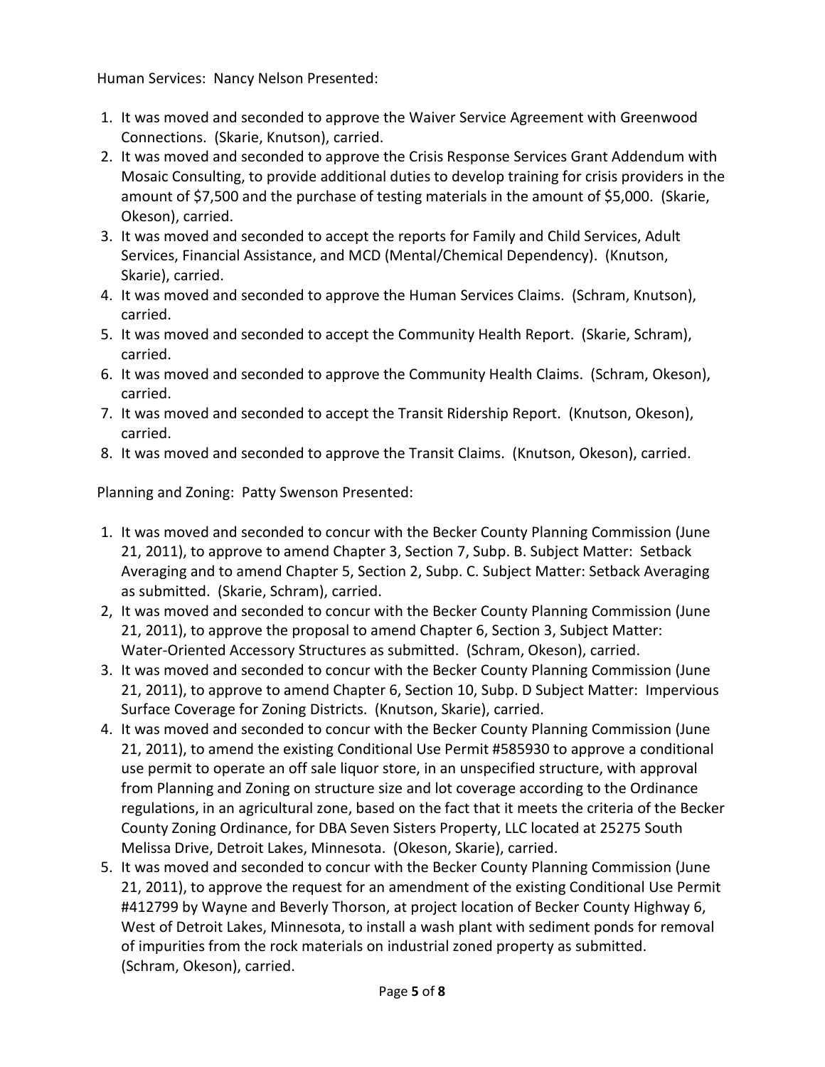Human Services: Nancy Nelson Presented:

1. It was moved and seconded to approve the Waiver Service Agreement with Greenwood Connections. (Skarie, Knutson), carried.
2. It was moved and seconded to approve the Crisis Response Services Grant Addendum with Mosaic Consulting, to provide additional duties to develop training for crisis providers in the amount of $7,500 and the purchase of testing materials in the amount of $5,000. (Skarie, Okeson), carried.
3. It was moved and seconded to accept the reports for Family and Child Services, Adult Services, Financial Assistance, and MCD (Mental/Chemical Dependency). (Knutson, Skarie), carried.
4. It was moved and seconded to approve the Human Services Claims. (Schram, Knutson), carried.
5. It was moved and seconded to accept the Community Health Report. (Skarie, Schram), carried.
6. It was moved and seconded to approve the Community Health Claims. (Schram, Okeson), carried.
7. It was moved and seconded to accept the Transit Ridership Report. (Knutson, Okeson), carried.
8. It was moved and seconded to approve the Transit Claims. (Knutson, Okeson), carried.

Planning and Zoning: Patty Swenson Presented:

1. It was moved and seconded to concur with the Becker County Planning Commission (June 21, 2011), to approve to amend Chapter 3, Section 7, Subp. B. Subject Matter: Setback Averaging and to amend Chapter 5, Section 2, Subp. C. Subject Matter: Setback Averaging as submitted. (Skarie, Schram), carried.
2. It was moved and seconded to concur with the Becker County Planning Commission (June 21, 2011), to approve the proposal to amend Chapter 6, Section 3, Subject Matter: Water-Oriented Accessory Structures as submitted. (Schram, Okeson), carried.
3. It was moved and seconded to concur with the Becker County Planning Commission (June 21, 2011), to approve to amend Chapter 6, Section 10, Subp. D Subject Matter: Impervious Surface Coverage for Zoning Districts. (Knutson, Skarie), carried.
4. It was moved and seconded to concur with the Becker County Planning Commission (June 21, 2011), to amend the existing Conditional Use Permit #585930 to approve a conditional use permit to operate an off sale liquor store, in an unspecified structure, with approval from Planning and Zoning on structure size and lot coverage according to the Ordinance regulations, in an agricultural zone, based on the fact that it meets the criteria of the Becker County Zoning Ordinance, for DBA Seven Sisters Property, LLC located at 25275 South Melissa Drive, Detroit Lakes, Minnesota. (Okeson, Skarie), carried.
5. It was moved and seconded to concur with the Becker County Planning Commission (June 21, 2011), to approve the request for an amendment of the existing Conditional Use Permit #412799 by Wayne and Beverly Thorson, at project location of Becker County Highway 6, West of Detroit Lakes, Minnesota, to install a wash plant with sediment ponds for removal of impurities from the rock materials on industrial zoned property as submitted. (Schram, Okeson), carried.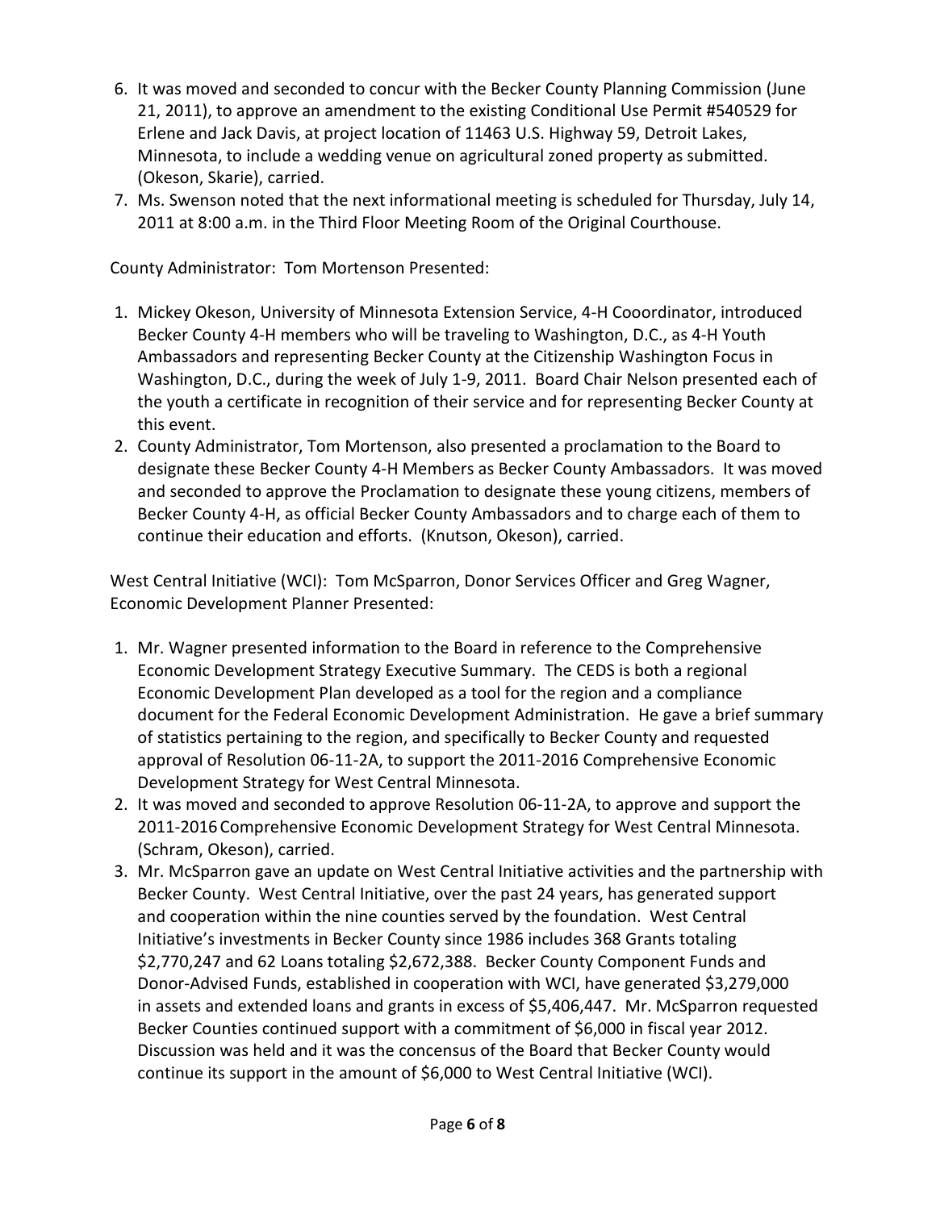6. It was moved and seconded to concur with the Becker County Planning Commission (June 21, 2011), to approve an amendment to the existing Conditional Use Permit #540529 for Erlene and Jack Davis, at project location of 11463 U.S. Highway 59, Detroit Lakes, Minnesota, to include a wedding venue on agricultural zoned property as submitted. (Okeson, Skarie), carried.
7. Ms. Swenson noted that the next informational meeting is scheduled for Thursday, July 14, 2011 at 8:00 a.m. in the Third Floor Meeting Room of the Original Courthouse.

County Administrator: Tom Mortenson Presented:

1. Mickey Okeson, University of Minnesota Extension Service, 4-H Cooordinator, introduced Becker County 4-H members who will be traveling to Washington, D.C., as 4-H Youth Ambassadors and representing Becker County at the Citizenship Washington Focus in Washington, D.C., during the week of July 1-9, 2011. Board Chair Nelson presented each of the youth a certificate in recognition of their service and for representing Becker County at this event.
2. County Administrator, Tom Mortenson, also presented a proclamation to the Board to designate these Becker County 4-H Members as Becker County Ambassadors. It was moved and seconded to approve the Proclamation to designate these young citizens, members of Becker County 4-H, as official Becker County Ambassadors and to charge each of them to continue their education and efforts. (Knutson, Okeson), carried.

West Central Initiative (WCI): Tom McSparron, Donor Services Officer and Greg Wagner, Economic Development Planner Presented:

1. Mr. Wagner presented information to the Board in reference to the Comprehensive Economic Development Strategy Executive Summary. The CEDS is both a regional Economic Development Plan developed as a tool for the region and a compliance document for the Federal Economic Development Administration. He gave a brief summary of statistics pertaining to the region, and specifically to Becker County and requested approval of Resolution 06-11-2A, to support the 2011-2016 Comprehensive Economic Development Strategy for West Central Minnesota.
2. It was moved and seconded to approve Resolution 06-11-2A, to approve and support the 2011-2016 Comprehensive Economic Development Strategy for West Central Minnesota. (Schram, Okeson), carried.
3. Mr. McSparron gave an update on West Central Initiative activities and the partnership with Becker County. West Central Initiative, over the past 24 years, has generated support and cooperation within the nine counties served by the foundation. West Central Initiative's investments in Becker County since 1986 includes 368 Grants totaling $2,770,247 and 62 Loans totaling $2,672,388. Becker County Component Funds and Donor-Advised Funds, established in cooperation with WCI, have generated $3,279,000 in assets and extended loans and grants in excess of $5,406,447. Mr. McSparron requested Becker Counties continued support with a commitment of $6,000 in fiscal year 2012. Discussion was held and it was the concensus of the Board that Becker County would continue its support in the amount of $6,000 to West Central Initiative (WCI).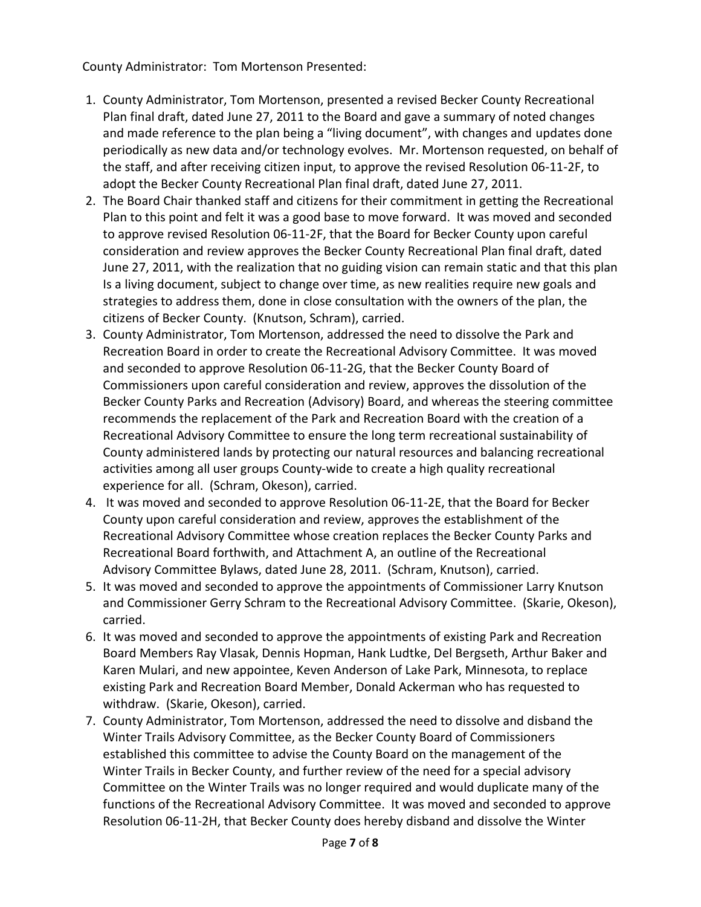County Administrator: Tom Mortenson Presented:

1. County Administrator, Tom Mortenson, presented a revised Becker County Recreational Plan final draft, dated June 27, 2011 to the Board and gave a summary of noted changes and made reference to the plan being a "living document", with changes and updates done periodically as new data and/or technology evolves. Mr. Mortenson requested, on behalf of the staff, and after receiving citizen input, to approve the revised Resolution 06-11-2F, to adopt the Becker County Recreational Plan final draft, dated June 27, 2011.
2. The Board Chair thanked staff and citizens for their commitment in getting the Recreational Plan to this point and felt it was a good base to move forward. It was moved and seconded to approve revised Resolution 06-11-2F, that the Board for Becker County upon careful consideration and review approves the Becker County Recreational Plan final draft, dated June 27, 2011, with the realization that no guiding vision can remain static and that this plan Is a living document, subject to change over time, as new realities require new goals and strategies to address them, done in close consultation with the owners of the plan, the citizens of Becker County. (Knutson, Schram), carried.
3. County Administrator, Tom Mortenson, addressed the need to dissolve the Park and Recreation Board in order to create the Recreational Advisory Committee. It was moved and seconded to approve Resolution 06-11-2G, that the Becker County Board of Commissioners upon careful consideration and review, approves the dissolution of the Becker County Parks and Recreation (Advisory) Board, and whereas the steering committee recommends the replacement of the Park and Recreation Board with the creation of a Recreational Advisory Committee to ensure the long term recreational sustainability of County administered lands by protecting our natural resources and balancing recreational activities among all user groups County-wide to create a high quality recreational experience for all. (Schram, Okeson), carried.
4. It was moved and seconded to approve Resolution 06-11-2E, that the Board for Becker County upon careful consideration and review, approves the establishment of the Recreational Advisory Committee whose creation replaces the Becker County Parks and Recreational Board forthwith, and Attachment A, an outline of the Recreational Advisory Committee Bylaws, dated June 28, 2011. (Schram, Knutson), carried.
5. It was moved and seconded to approve the appointments of Commissioner Larry Knutson and Commissioner Gerry Schram to the Recreational Advisory Committee. (Skarie, Okeson), carried.
6. It was moved and seconded to approve the appointments of existing Park and Recreation Board Members Ray Vlasak, Dennis Hopman, Hank Ludtke, Del Bergseth, Arthur Baker and Karen Mulari, and new appointee, Keven Anderson of Lake Park, Minnesota, to replace existing Park and Recreation Board Member, Donald Ackerman who has requested to withdraw. (Skarie, Okeson), carried.
7. County Administrator, Tom Mortenson, addressed the need to dissolve and disband the Winter Trails Advisory Committee, as the Becker County Board of Commissioners established this committee to advise the County Board on the management of the Winter Trails in Becker County, and further review of the need for a special advisory Committee on the Winter Trails was no longer required and would duplicate many of the functions of the Recreational Advisory Committee. It was moved and seconded to approve Resolution 06-11-2H, that Becker County does hereby disband and dissolve the Winter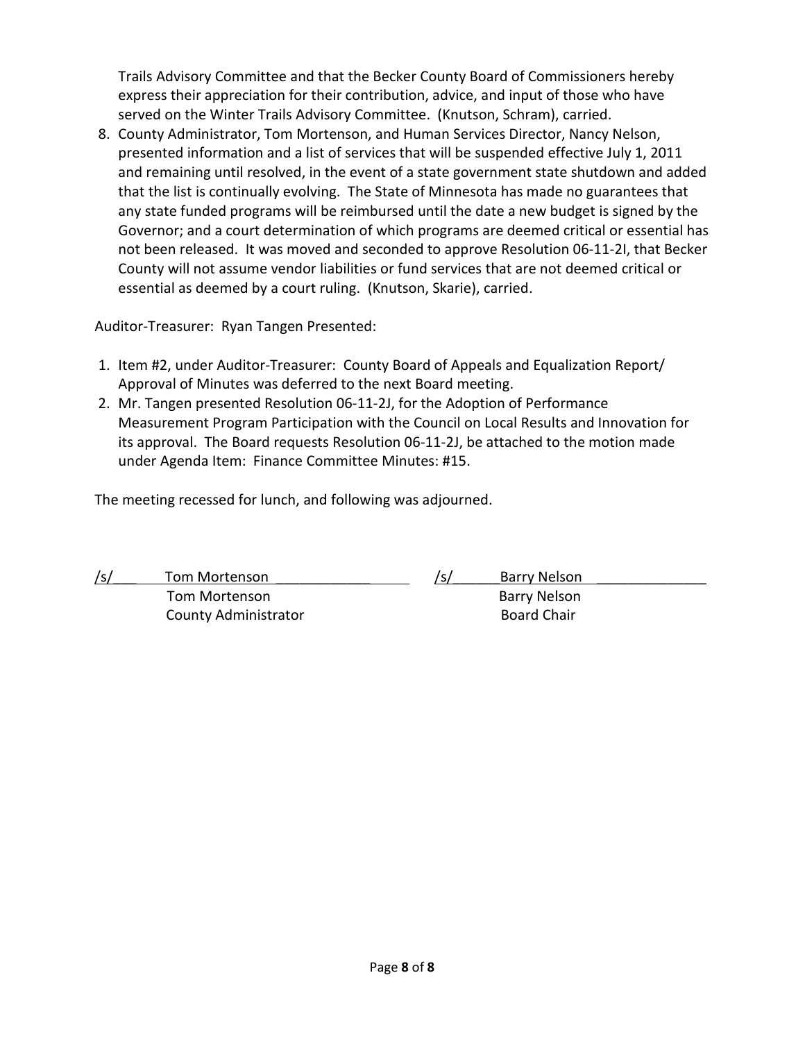Trails Advisory Committee and that the Becker County Board of Commissioners hereby express their appreciation for their contribution, advice, and input of those who have served on the Winter Trails Advisory Committee. (Knutson, Schram), carried.

8. County Administrator, Tom Mortenson, and Human Services Director, Nancy Nelson, presented information and a list of services that will be suspended effective July 1, 2011 and remaining until resolved, in the event of a state government state shutdown and added that the list is continually evolving. The State of Minnesota has made no guarantees that any state funded programs will be reimbursed until the date a new budget is signed by the Governor; and a court determination of which programs are deemed critical or essential has not been released. It was moved and seconded to approve Resolution 06-11-2I, that Becker County will not assume vendor liabilities or fund services that are not deemed critical or essential as deemed by a court ruling. (Knutson, Skarie), carried.

Auditor-Treasurer: Ryan Tangen Presented:

1. Item #2, under Auditor-Treasurer: County Board of Appeals and Equalization Report/ Approval of Minutes was deferred to the next Board meeting.
2. Mr. Tangen presented Resolution 06-11-2J, for the Adoption of Performance Measurement Program Participation with the Council on Local Results and Innovation for its approval. The Board requests Resolution 06-11-2J, be attached to the motion made under Agenda Item: Finance Committee Minutes: #15.

The meeting recessed for lunch, and following was adjourned.

/s/ Tom Mortenson
Tom Mortenson
County Administrator

/s/ Barry Nelson
Barry Nelson
Board Chair